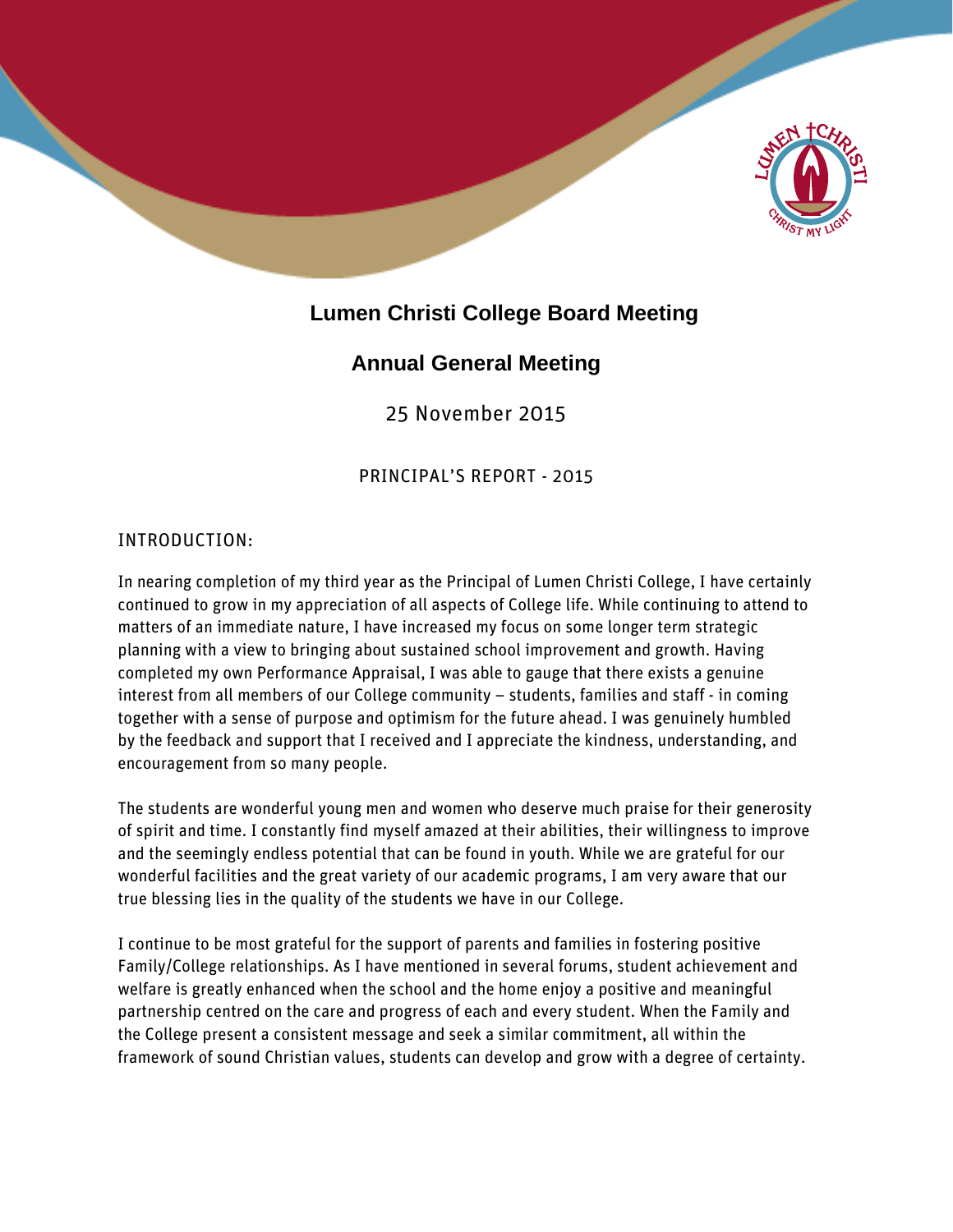# Lumen Christi College Board Meeting

## Annual General Meeting

25 November 2015

PRINCIPAL'S REPORT - 2015

### INTRODUCTION:

In nearing completion of my third year as the Principal of Lumen Christi College, I have certainly continued to grow in my appreciation of all aspects of College life. While continuing to attend to matters of an immediate nature, I have increased my focus on some longer term strategic planning with a view to bringing about sustained school improvement and growth. Having completed my own Performance Appraisal, I was able to gauge that there exists a genuine interest from all members of our College community – students, families and staff - in coming together with a sense of purpose and optimism for the future ahead. I was genuinely humbled by the feedback and support that I received and I appreciate the kindness, understanding, and encouragement from so many people.

The students are wonderful young men and women who deserve much praise for their generosity of spirit and time. I constantly find myself amazed at their abilities, their willingness to improve and the seemingly endless potential that can be found in youth. While we are grateful for our wonderful facilities and the great variety of our academic programs, I am very aware that our true blessing lies in the quality of the students we have in our College.

I continue to be most grateful for the support of parents and families in fostering positive Family/College relationships. As I have mentioned in several forums, student achievement and welfare is greatly enhanced when the school and the home enjoy a positive and meaningful partnership centred on the care and progress of each and every student. When the Family and the College present a consistent message and seek a similar commitment, all within the framework of sound Christian values, students can develop and grow with a degree of certainty.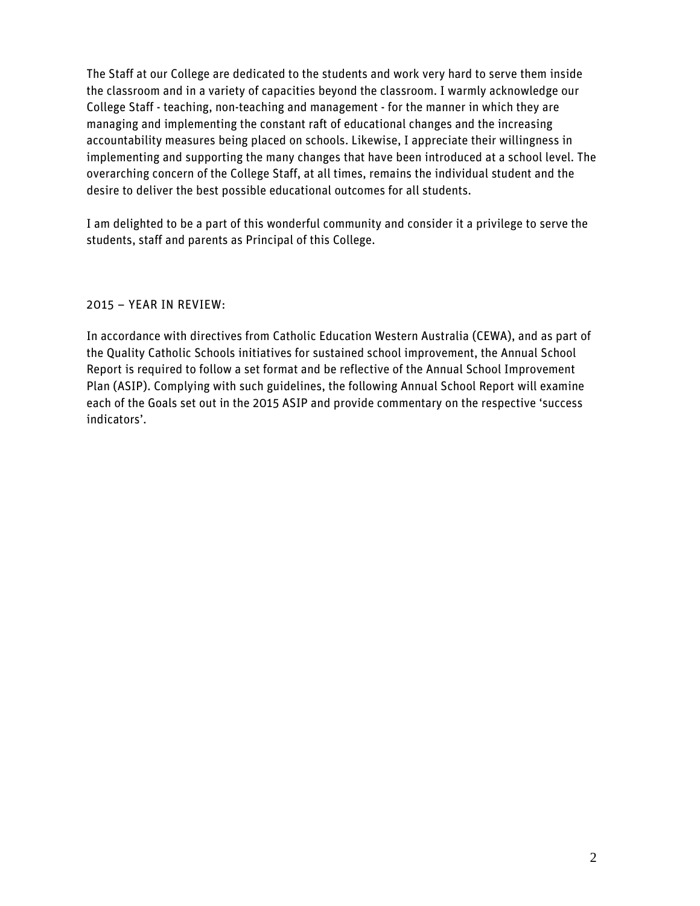The Staff at our College are dedicated to the students and work very hard to serve them inside the classroom and in a variety of capacities beyond the classroom. I warmly acknowledge our College Staff - teaching, non-teaching and management - for the manner in which they are managing and implementing the constant raft of educational changes and the increasing accountability measures being placed on schools. Likewise, I appreciate their willingness in implementing and supporting the many changes that have been introduced at a school level. The overarching concern of the College Staff, at all times, remains the individual student and the desire to deliver the best possible educational outcomes for all students.

I am delighted to be a part of this wonderful community and consider it a privilege to serve the students, staff and parents as Principal of this College.

## 2015 – YEAR IN REVIEW:

In accordance with directives from Catholic Education Western Australia (CEWA), and as part of the Quality Catholic Schools initiatives for sustained school improvement, the Annual School Report is required to follow a set format and be reflective of the Annual School Improvement Plan (ASIP). Complying with such guidelines, the following Annual School Report will examine each of the Goals set out in the 2015 ASIP and provide commentary on the respective 'success indicators'.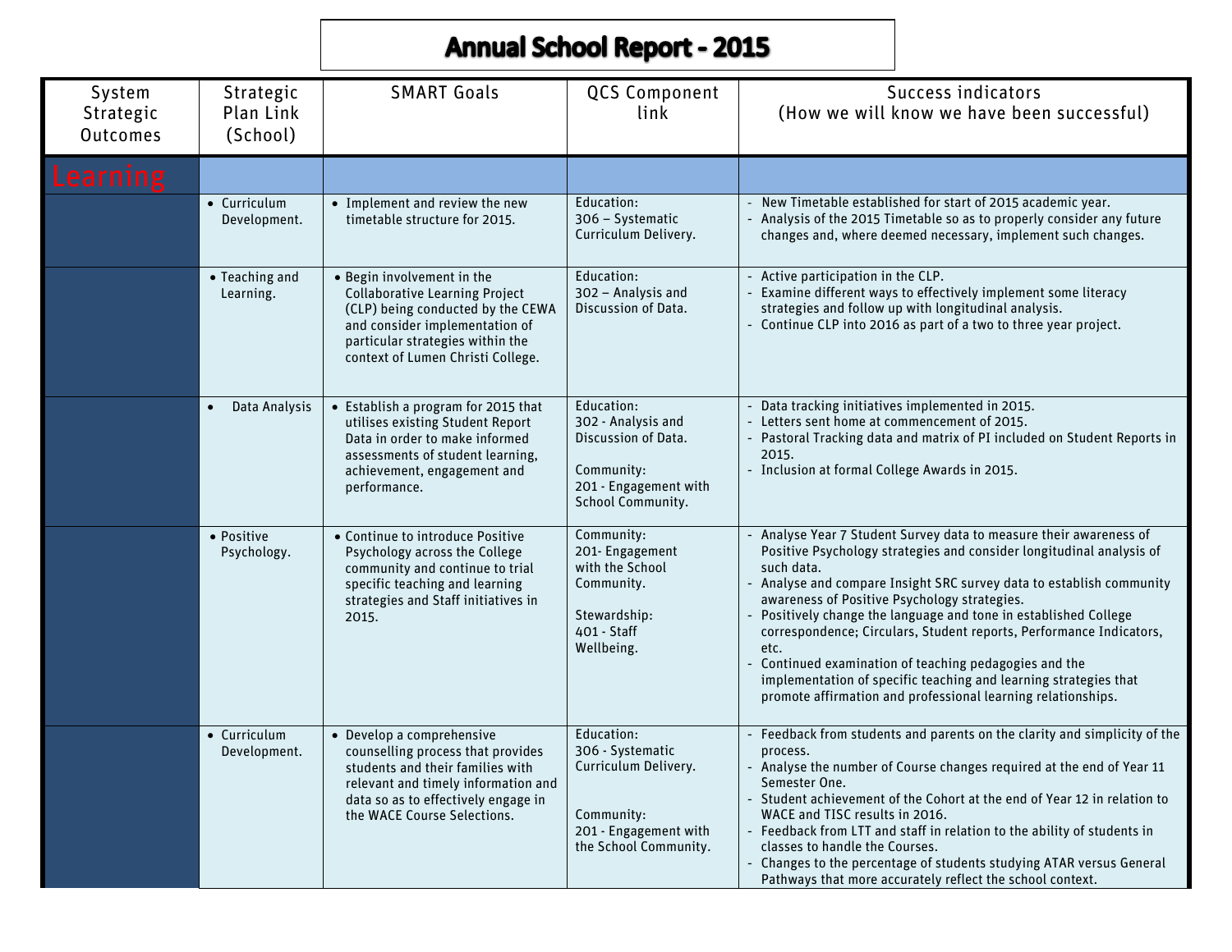# Annual School Report - 2015

| System Strategic Outcomes | Strategic Plan Link (School) | SMART Goals | QCS Component link | Success indicators (How we will know we have been successful) |
|---|---|---|---|---|
| **Learning** | | | | |
| | • Curriculum Development. | • Implement and review the new timetable structure for 2015. | Education: 306 – Systematic Curriculum Delivery. | - New Timetable established for start of 2015 academic year.<br>- Analysis of the 2015 Timetable so as to properly consider any future changes and, where deemed necessary, implement such changes. |
| | • Teaching and Learning. | • Begin involvement in the Collaborative Learning Project (CLP) being conducted by the CEWA and consider implementation of particular strategies within the context of Lumen Christi College. | Education: 302 – Analysis and Discussion of Data. | - Active participation in the CLP.<br>- Examine different ways to effectively implement some literacy strategies and follow up with longitudinal analysis.<br>- Continue CLP into 2016 as part of a two to three year project. |
| | • Data Analysis | • Establish a program for 2015 that utilises existing Student Report Data in order to make informed assessments of student learning, achievement, engagement and performance. | Education: 302 - Analysis and Discussion of Data.<br><br>Community: 201 - Engagement with School Community. | - Data tracking initiatives implemented in 2015.<br>- Letters sent home at commencement of 2015.<br>- Pastoral Tracking data and matrix of PI included on Student Reports in 2015.<br>- Inclusion at formal College Awards in 2015. |
| | • Positive Psychology. | • Continue to introduce Positive Psychology across the College community and continue to trial specific teaching and learning strategies and Staff initiatives in 2015. | Community: 201- Engagement with the School Community.<br><br>Stewardship: 401 - Staff Wellbeing. | - Analyse Year 7 Student Survey data to measure their awareness of Positive Psychology strategies and consider longitudinal analysis of such data.<br>- Analyse and compare Insight SRC survey data to establish community awareness of Positive Psychology strategies.<br>- Positively change the language and tone in established College correspondence; Circulars, Student reports, Performance Indicators, etc.<br>- Continued examination of teaching pedagogies and the implementation of specific teaching and learning strategies that promote affirmation and professional learning relationships. |
| | • Curriculum Development. | • Develop a comprehensive counselling process that provides students and their families with relevant and timely information and data so as to effectively engage in the WACE Course Selections. | Education: 306 - Systematic Curriculum Delivery.<br><br>Community: 201 - Engagement with the School Community. | - Feedback from students and parents on the clarity and simplicity of the process.<br>- Analyse the number of Course changes required at the end of Year 11 Semester One.<br>- Student achievement of the Cohort at the end of Year 12 in relation to WACE and TISC results in 2016.<br>- Feedback from LTT and staff in relation to the ability of students in classes to handle the Courses.<br>- Changes to the percentage of students studying ATAR versus General Pathways that more accurately reflect the school context. |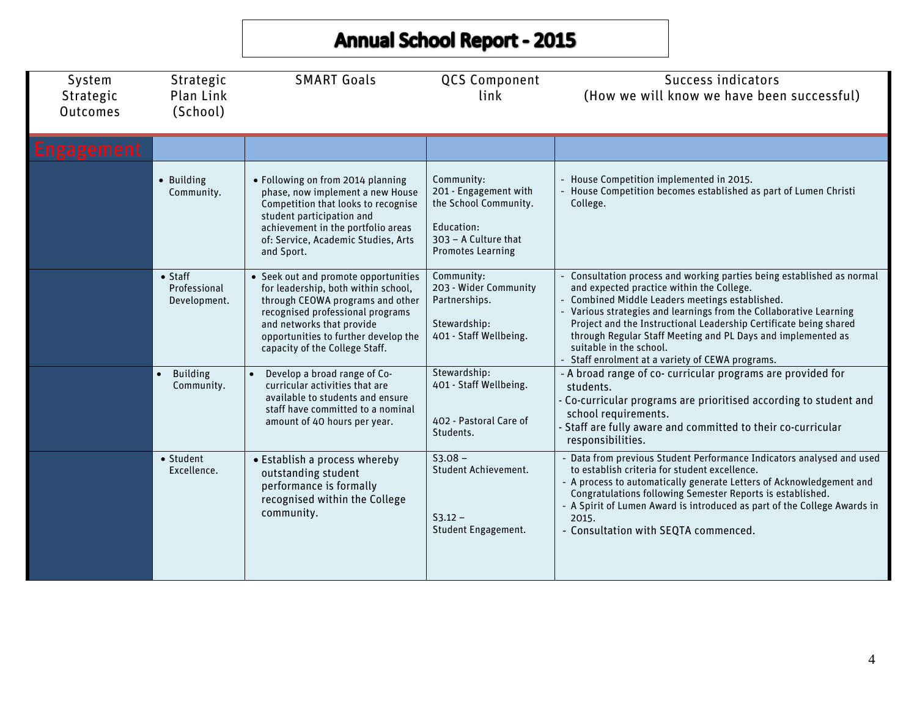# Annual School Report - 2015

| System Strategic Outcomes | Strategic Plan Link (School) | SMART Goals | QCS Component link | Success indicators (How we will know we have been successful) |
|---|---|---|---|---|
| Engagement | | | | |
| | • Building Community. | • Following on from 2014 planning phase, now implement a new House Competition that looks to recognise student participation and achievement in the portfolio areas of: Service, Academic Studies, Arts and Sport. | Community: 201 - Engagement with the School Community.<br><br>Education: 303 – A Culture that Promotes Learning | - House Competition implemented in 2015.<br>- House Competition becomes established as part of Lumen Christi College. |
| | • Staff Professional Development. | • Seek out and promote opportunities for leadership, both within school, through CEOWA programs and other recognised professional programs and networks that provide opportunities to further develop the capacity of the College Staff. | Community: 203 - Wider Community Partnerships.<br><br>Stewardship: 401 - Staff Wellbeing. | - Consultation process and working parties being established as normal and expected practice within the College.<br>- Combined Middle Leaders meetings established.<br>- Various strategies and learnings from the Collaborative Learning Project and the Instructional Leadership Certificate being shared through Regular Staff Meeting and PL Days and implemented as suitable in the school.<br>- Staff enrolment at a variety of CEWA programs. |
| | • Building Community. | • Develop a broad range of Co-curricular activities that are available to students and ensure staff have committed to a nominal amount of 40 hours per year. | Stewardship: 401 - Staff Wellbeing.<br><br>402 - Pastoral Care of Students. | - A broad range of co- curricular programs are provided for students.<br>- Co-curricular programs are prioritised according to student and school requirements.<br>- Staff are fully aware and committed to their co-curricular responsibilities. |
| | • Student Excellence. | • Establish a process whereby outstanding student performance is formally recognised within the College community. | S3.08 – Student Achievement.<br><br>S3.12 – Student Engagement. | - Data from previous Student Performance Indicators analysed and used to establish criteria for student excellence.<br>- A process to automatically generate Letters of Acknowledgement and Congratulations following Semester Reports is established.<br>- A Spirit of Lumen Award is introduced as part of the College Awards in 2015.<br>- Consultation with SEQTA commenced. |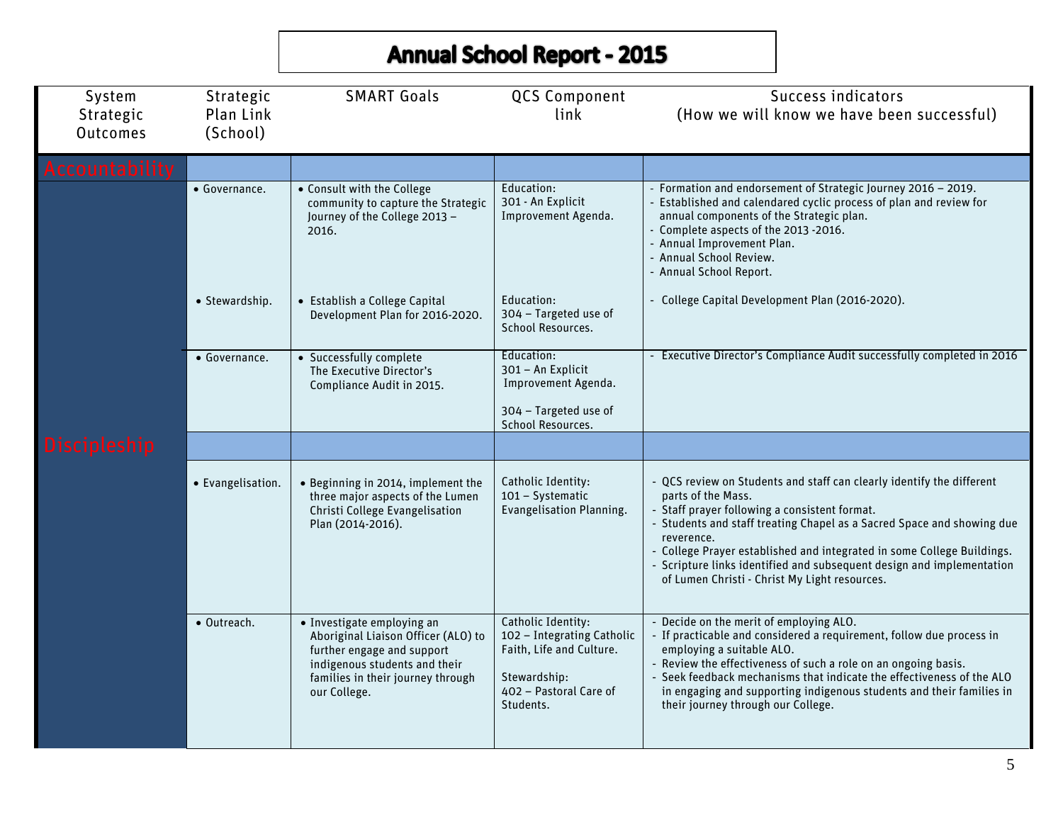# Annual School Report - 2015

| System Strategic Outcomes | Strategic Plan Link (School) | SMART Goals | QCS Component link | Success indicators (How we will know we have been successful) |
|---|---|---|---|---|
| Accountability | | | | |
| | • Governance. | • Consult with the College community to capture the Strategic Journey of the College 2013 – 2016. | Education: 301 - An Explicit Improvement Agenda. | - Formation and endorsement of Strategic Journey 2016 – 2019.<br>- Established and calendared cyclic process of plan and review for annual components of the Strategic plan.<br>- Complete aspects of the 2013 -2016.<br>- Annual Improvement Plan.<br>- Annual School Review.<br>- Annual School Report. |
| | • Stewardship. | • Establish a College Capital Development Plan for 2016-2020. | Education: 304 – Targeted use of School Resources. | - College Capital Development Plan (2016-2020). |
| | • Governance. | • Successfully complete The Executive Director's Compliance Audit in 2015. | Education: 301 – An Explicit Improvement Agenda.<br><br>304 – Targeted use of School Resources. | - Executive Director's Compliance Audit successfully completed in 2016 |
| Discipleship | | | | |
| | • Evangelisation. | • Beginning in 2014, implement the three major aspects of the Lumen Christi College Evangelisation Plan (2014-2016). | Catholic Identity: 101 – Systematic Evangelisation Planning. | - QCS review on Students and staff can clearly identify the different parts of the Mass.<br>- Staff prayer following a consistent format.<br>- Students and staff treating Chapel as a Sacred Space and showing due reverence.<br>- College Prayer established and integrated in some College Buildings.<br>- Scripture links identified and subsequent design and implementation of Lumen Christi - Christ My Light resources. |
| | • Outreach. | • Investigate employing an Aboriginal Liaison Officer (ALO) to further engage and support indigenous students and their families in their journey through our College. | Catholic Identity: 102 – Integrating Catholic Faith, Life and Culture.<br><br>Stewardship: 402 – Pastoral Care of Students. | - Decide on the merit of employing ALO.<br>- If practicable and considered a requirement, follow due process in employing a suitable ALO.<br>- Review the effectiveness of such a role on an ongoing basis.<br>- Seek feedback mechanisms that indicate the effectiveness of the ALO in engaging and supporting indigenous students and their families in their journey through our College. |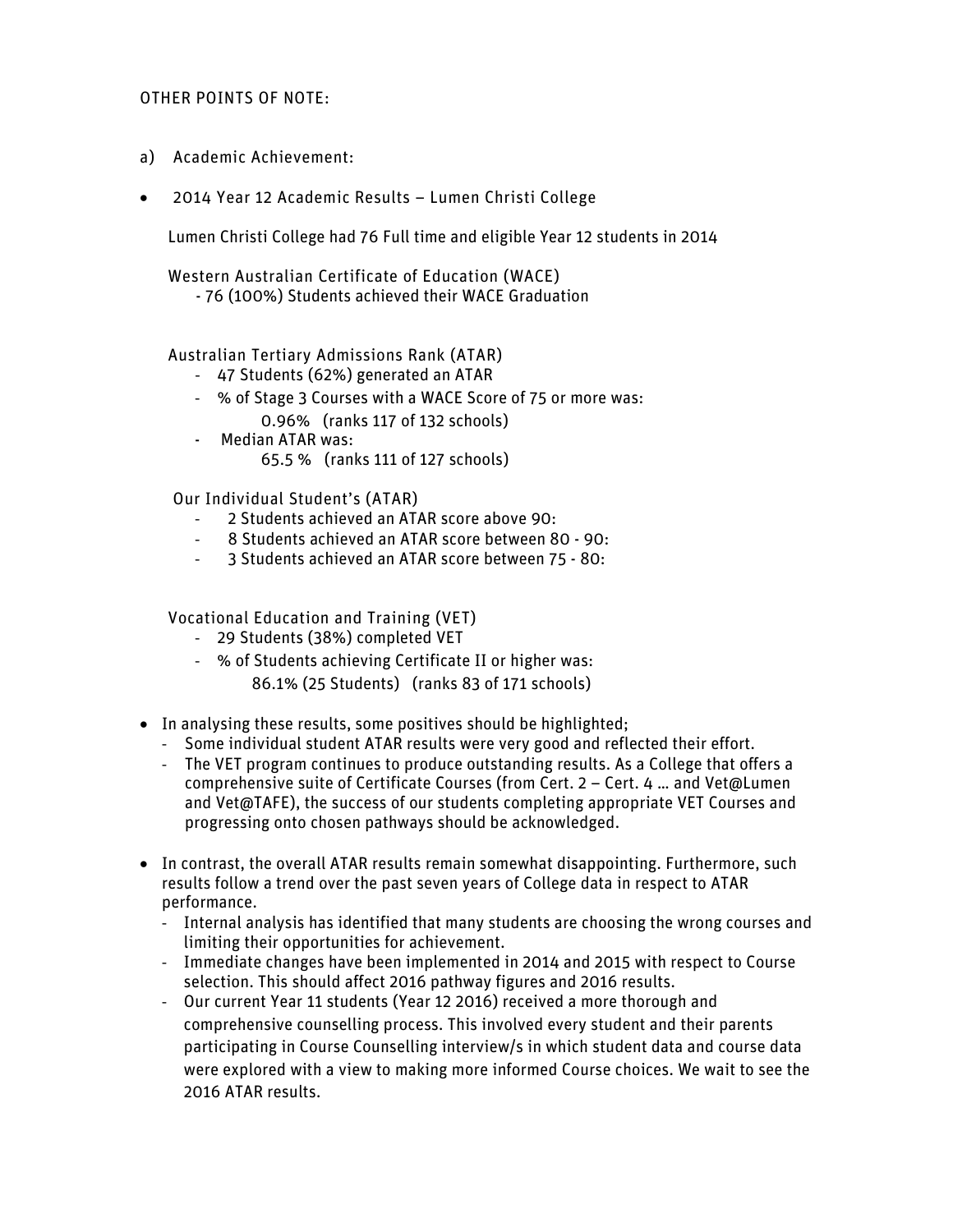OTHER POINTS OF NOTE:

a) Academic Achievement:

- 2014 Year 12 Academic Results – Lumen Christi College

  Lumen Christi College had 76 Full time and eligible Year 12 students in 2014

  Western Australian Certificate of Education (WACE)
  - 76 (100%) Students achieved their WACE Graduation

  Australian Tertiary Admissions Rank (ATAR)
  - 47 Students (62%) generated an ATAR
  - % of Stage 3 Courses with a WACE Score of 75 or more was:
    0.96% (ranks 117 of 132 schools)
  - Median ATAR was:
    65.5 % (ranks 111 of 127 schools)

  Our Individual Student's (ATAR)
  - 2 Students achieved an ATAR score above 90:
  - 8 Students achieved an ATAR score between 80 - 90:
  - 3 Students achieved an ATAR score between 75 - 80:

  Vocational Education and Training (VET)
  - 29 Students (38%) completed VET
  - % of Students achieving Certificate II or higher was:
    86.1% (25 Students) (ranks 83 of 171 schools)

- In analysing these results, some positives should be highlighted;
  - Some individual student ATAR results were very good and reflected their effort.
  - The VET program continues to produce outstanding results. As a College that offers a comprehensive suite of Certificate Courses (from Cert. 2 – Cert. 4 … and Vet@Lumen and Vet@TAFE), the success of our students completing appropriate VET Courses and progressing onto chosen pathways should be acknowledged.

- In contrast, the overall ATAR results remain somewhat disappointing. Furthermore, such results follow a trend over the past seven years of College data in respect to ATAR performance.
  - Internal analysis has identified that many students are choosing the wrong courses and limiting their opportunities for achievement.
  - Immediate changes have been implemented in 2014 and 2015 with respect to Course selection. This should affect 2016 pathway figures and 2016 results.
  - Our current Year 11 students (Year 12 2016) received a more thorough and comprehensive counselling process. This involved every student and their parents participating in Course Counselling interview/s in which student data and course data were explored with a view to making more informed Course choices. We wait to see the 2016 ATAR results.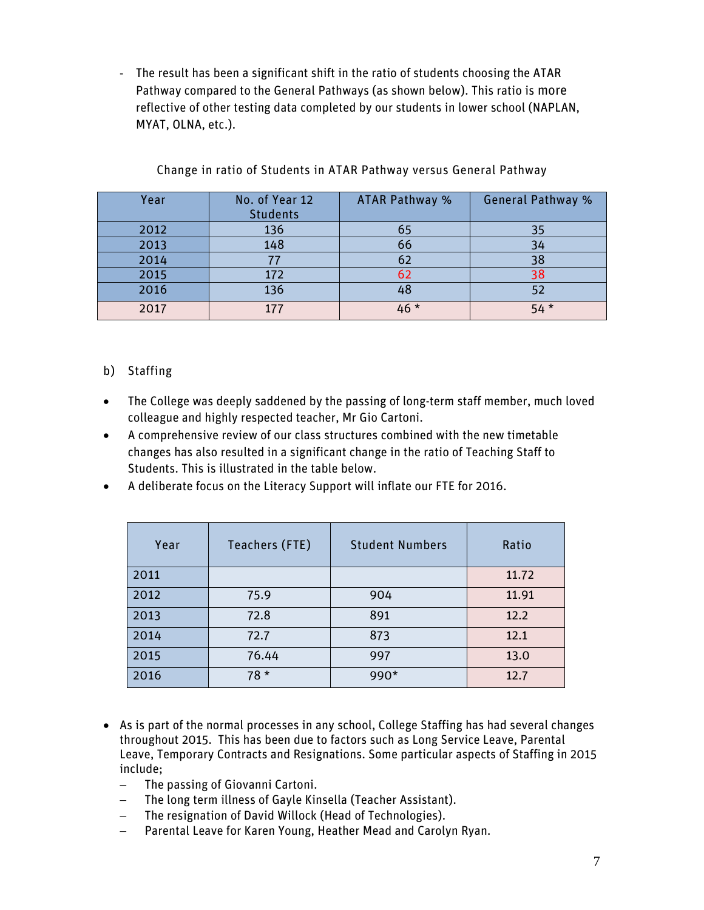- The result has been a significant shift in the ratio of students choosing the ATAR Pathway compared to the General Pathways (as shown below). This ratio is more reflective of other testing data completed by our students in lower school (NAPLAN, MYAT, OLNA, etc.).

Change in ratio of Students in ATAR Pathway versus General Pathway

| Year | No. of Year 12 Students | ATAR Pathway % | General Pathway % |
|---|---|---|---|
| 2012 | 136 | 65 | 35 |
| 2013 | 148 | 66 | 34 |
| 2014 | 77 | 62 | 38 |
| 2015 | 172 | 62 | 38 |
| 2016 | 136 | 48 | 52 |
| 2017 | 177 | 46 * | 54 * |

b) Staffing

- The College was deeply saddened by the passing of long-term staff member, much loved colleague and highly respected teacher, Mr Gio Cartoni.
- A comprehensive review of our class structures combined with the new timetable changes has also resulted in a significant change in the ratio of Teaching Staff to Students. This is illustrated in the table below.
- A deliberate focus on the Literacy Support will inflate our FTE for 2016.

| Year | Teachers (FTE) | Student Numbers | Ratio |
|---|---|---|---|
| 2011 | | | 11.72 |
| 2012 | 75.9 | 904 | 11.91 |
| 2013 | 72.8 | 891 | 12.2 |
| 2014 | 72.7 | 873 | 12.1 |
| 2015 | 76.44 | 997 | 13.0 |
| 2016 | 78 * | 990* | 12.7 |

- As is part of the normal processes in any school, College Staffing has had several changes throughout 2015. This has been due to factors such as Long Service Leave, Parental Leave, Temporary Contracts and Resignations. Some particular aspects of Staffing in 2015 include;
  - The passing of Giovanni Cartoni.
  - The long term illness of Gayle Kinsella (Teacher Assistant).
  - The resignation of David Willock (Head of Technologies).
  - Parental Leave for Karen Young, Heather Mead and Carolyn Ryan.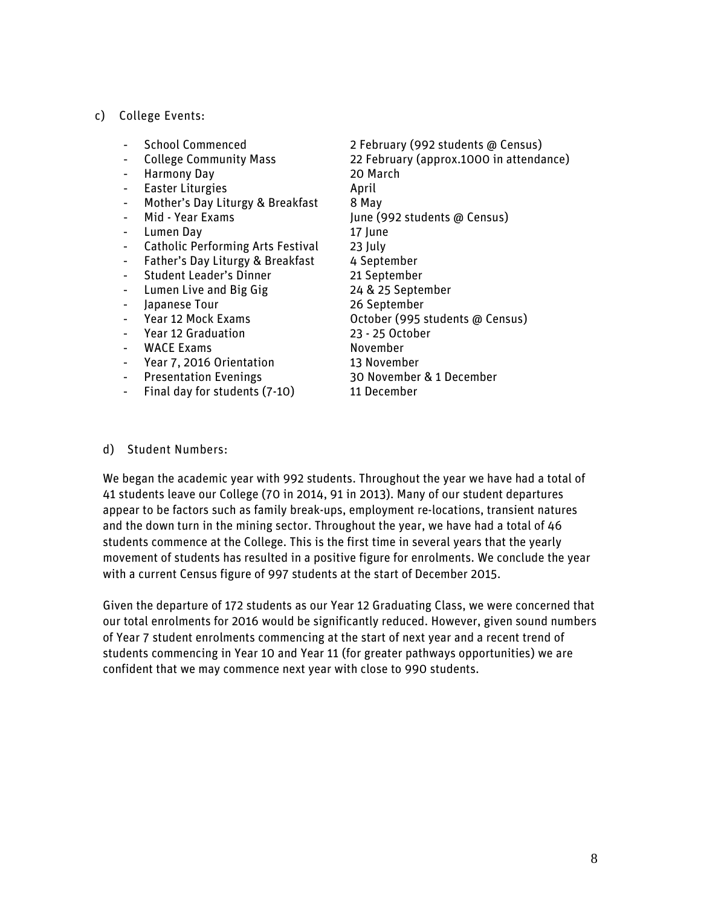c) College Events:

| | |
|---|---|
| - School Commenced | 2 February (992 students @ Census) |
| - College Community Mass | 22 February (approx.1000 in attendance) |
| - Harmony Day | 20 March |
| - Easter Liturgies | April |
| - Mother's Day Liturgy & Breakfast | 8 May |
| - Mid - Year Exams | June (992 students @ Census) |
| - Lumen Day | 17 June |
| - Catholic Performing Arts Festival | 23 July |
| - Father's Day Liturgy & Breakfast | 4 September |
| - Student Leader's Dinner | 21 September |
| - Lumen Live and Big Gig | 24 & 25 September |
| - Japanese Tour | 26 September |
| - Year 12 Mock Exams | October (995 students @ Census) |
| - Year 12 Graduation | 23 - 25 October |
| - WACE Exams | November |
| - Year 7, 2016 Orientation | 13 November |
| - Presentation Evenings | 30 November & 1 December |
| - Final day for students (7-10) | 11 December |

d) Student Numbers:

We began the academic year with 992 students. Throughout the year we have had a total of 41 students leave our College (70 in 2014, 91 in 2013). Many of our student departures appear to be factors such as family break-ups, employment re-locations, transient natures and the down turn in the mining sector. Throughout the year, we have had a total of 46 students commence at the College. This is the first time in several years that the yearly movement of students has resulted in a positive figure for enrolments. We conclude the year with a current Census figure of 997 students at the start of December 2015.

Given the departure of 172 students as our Year 12 Graduating Class, we were concerned that our total enrolments for 2016 would be significantly reduced. However, given sound numbers of Year 7 student enrolments commencing at the start of next year and a recent trend of students commencing in Year 10 and Year 11 (for greater pathways opportunities) we are confident that we may commence next year with close to 990 students.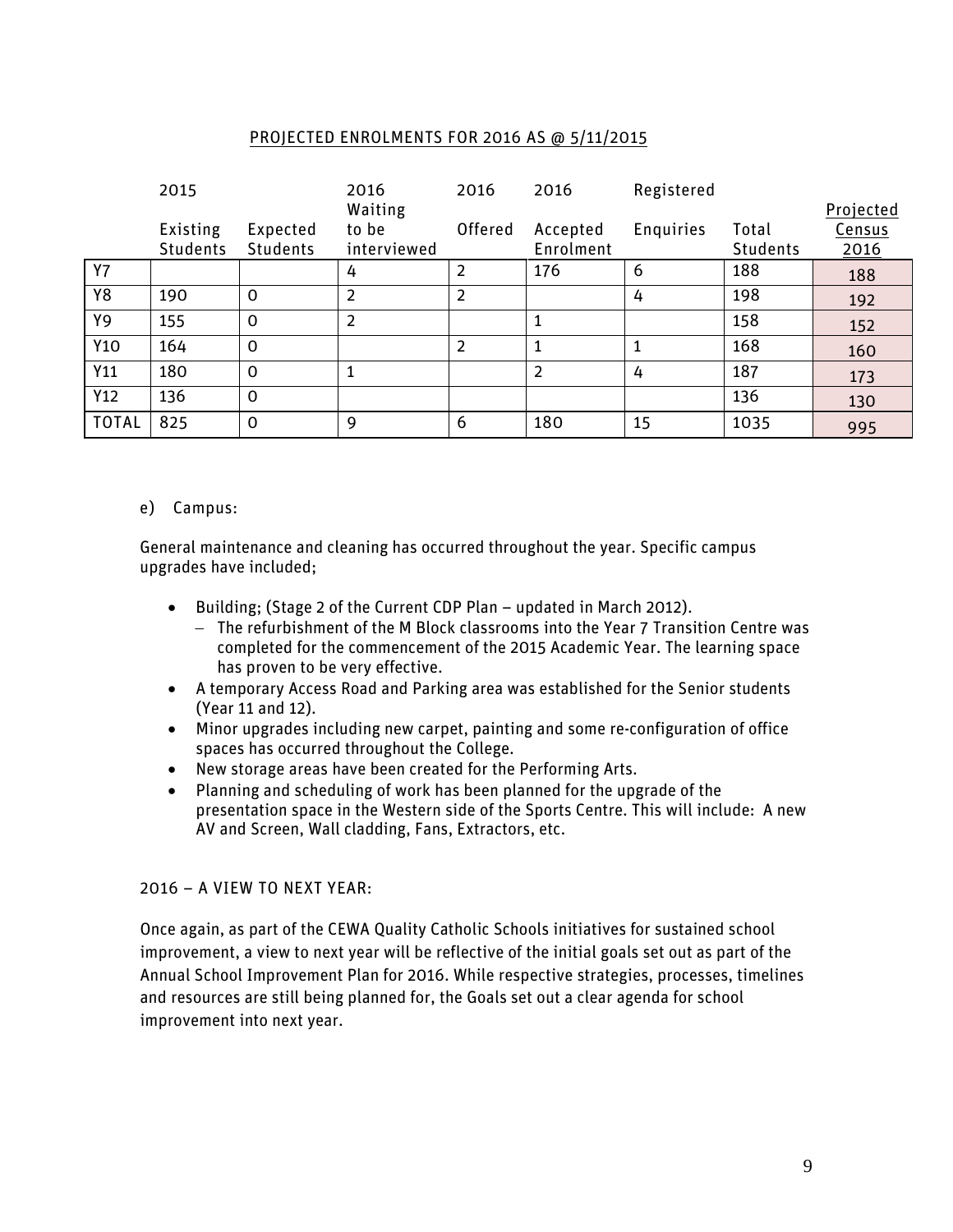## PROJECTED ENROLMENTS FOR 2016 AS @ 5/11/2015

| | 2015 Existing Students | Expected Students | 2016 Waiting to be interviewed | 2016 Offered | 2016 Accepted Enrolment | Registered Enquiries | Total Students | Projected Census 2016 |
|---|---|---|---|---|---|---|---|---|
| Y7 | | | 4 | 2 | 176 | 6 | 188 | 188 |
| Y8 | 190 | 0 | 2 | 2 | | 4 | 198 | 192 |
| Y9 | 155 | 0 | 2 | | 1 | | 158 | 152 |
| Y10 | 164 | 0 | | 2 | 1 | 1 | 168 | 160 |
| Y11 | 180 | 0 | 1 | | 2 | 4 | 187 | 173 |
| Y12 | 136 | 0 | | | | | 136 | 130 |
| TOTAL | 825 | 0 | 9 | 6 | 180 | 15 | 1035 | 995 |

e) Campus:

General maintenance and cleaning has occurred throughout the year. Specific campus upgrades have included;

- Building; (Stage 2 of the Current CDP Plan – updated in March 2012).
  - The refurbishment of the M Block classrooms into the Year 7 Transition Centre was completed for the commencement of the 2015 Academic Year. The learning space has proven to be very effective.
- A temporary Access Road and Parking area was established for the Senior students (Year 11 and 12).
- Minor upgrades including new carpet, painting and some re-configuration of office spaces has occurred throughout the College.
- New storage areas have been created for the Performing Arts.
- Planning and scheduling of work has been planned for the upgrade of the presentation space in the Western side of the Sports Centre. This will include: A new AV and Screen, Wall cladding, Fans, Extractors, etc.

2016 – A VIEW TO NEXT YEAR:

Once again, as part of the CEWA Quality Catholic Schools initiatives for sustained school improvement, a view to next year will be reflective of the initial goals set out as part of the Annual School Improvement Plan for 2016. While respective strategies, processes, timelines and resources are still being planned for, the Goals set out a clear agenda for school improvement into next year.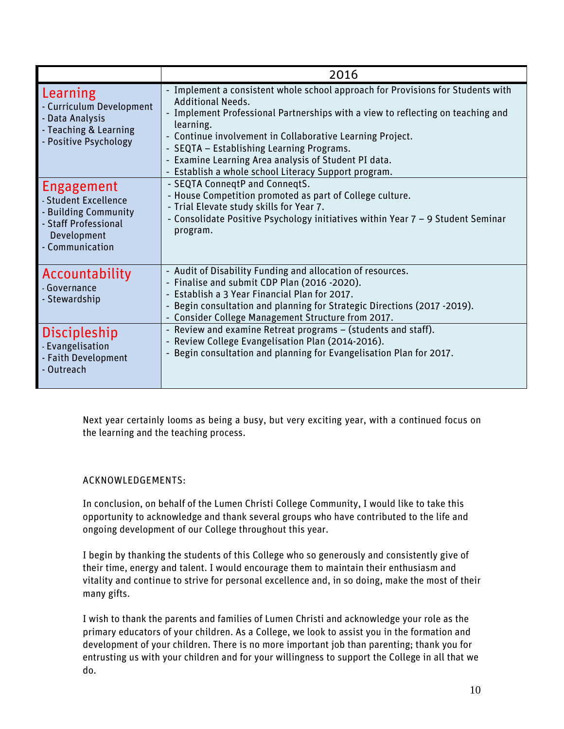| | 2016 |
|---|---|
| Learning<br>- Curriculum Development<br>- Data Analysis<br>- Teaching & Learning<br>- Positive Psychology | - Implement a consistent whole school approach for Provisions for Students with Additional Needs.<br>- Implement Professional Partnerships with a view to reflecting on teaching and learning.<br>- Continue involvement in Collaborative Learning Project.<br>- SEQTA – Establishing Learning Programs.<br>- Examine Learning Area analysis of Student PI data.<br>- Establish a whole school Literacy Support program. |
| Engagement<br>- Student Excellence<br>- Building Community<br>- Staff Professional Development<br>- Communication | - SEQTA ConneqtP and ConneqtS.<br>- House Competition promoted as part of College culture.<br>- Trial Elevate study skills for Year 7.<br>- Consolidate Positive Psychology initiatives within Year 7 – 9 Student Seminar program. |
| Accountability<br>- Governance<br>- Stewardship | - Audit of Disability Funding and allocation of resources.<br>- Finalise and submit CDP Plan (2016 -2020).<br>- Establish a 3 Year Financial Plan for 2017.<br>- Begin consultation and planning for Strategic Directions (2017 -2019).<br>- Consider College Management Structure from 2017. |
| Discipleship<br>- Evangelisation<br>- Faith Development<br>- Outreach | - Review and examine Retreat programs – (students and staff).<br>- Review College Evangelisation Plan (2014-2016).<br>- Begin consultation and planning for Evangelisation Plan for 2017. |

Next year certainly looms as being a busy, but very exciting year, with a continued focus on the learning and the teaching process.

ACKNOWLEDGEMENTS:

In conclusion, on behalf of the Lumen Christi College Community, I would like to take this opportunity to acknowledge and thank several groups who have contributed to the life and ongoing development of our College throughout this year.

I begin by thanking the students of this College who so generously and consistently give of their time, energy and talent. I would encourage them to maintain their enthusiasm and vitality and continue to strive for personal excellence and, in so doing, make the most of their many gifts.

I wish to thank the parents and families of Lumen Christi and acknowledge your role as the primary educators of your children. As a College, we look to assist you in the formation and development of your children. There is no more important job than parenting; thank you for entrusting us with your children and for your willingness to support the College in all that we do.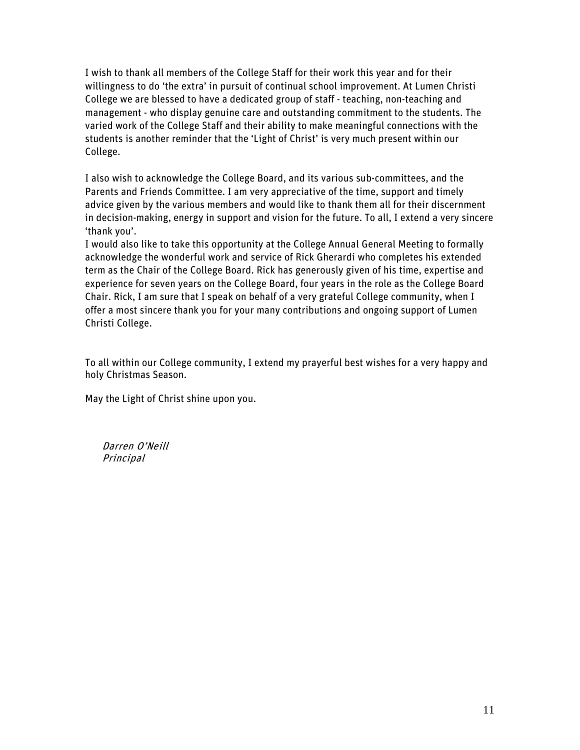I wish to thank all members of the College Staff for their work this year and for their willingness to do 'the extra' in pursuit of continual school improvement. At Lumen Christi College we are blessed to have a dedicated group of staff - teaching, non-teaching and management - who display genuine care and outstanding commitment to the students. The varied work of the College Staff and their ability to make meaningful connections with the students is another reminder that the 'Light of Christ' is very much present within our College.

I also wish to acknowledge the College Board, and its various sub-committees, and the Parents and Friends Committee. I am very appreciative of the time, support and timely advice given by the various members and would like to thank them all for their discernment in decision-making, energy in support and vision for the future. To all, I extend a very sincere 'thank you'.

I would also like to take this opportunity at the College Annual General Meeting to formally acknowledge the wonderful work and service of Rick Gherardi who completes his extended term as the Chair of the College Board. Rick has generously given of his time, expertise and experience for seven years on the College Board, four years in the role as the College Board Chair. Rick, I am sure that I speak on behalf of a very grateful College community, when I offer a most sincere thank you for your many contributions and ongoing support of Lumen Christi College.

To all within our College community, I extend my prayerful best wishes for a very happy and holy Christmas Season.

May the Light of Christ shine upon you.

*Darren O'Neill*
*Principal*